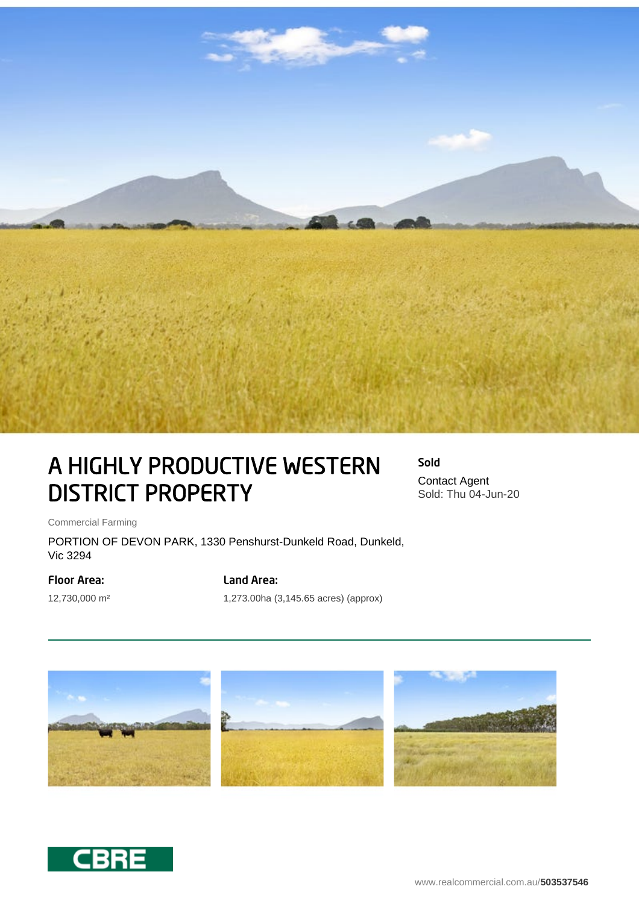# A HIGHLY PRODUCTIVE WESTERN DISTRICT PROPERTY

**Sold**

Contact Agent
Sold: Thu 04-Jun-20

Commercial Farming

PORTION OF DEVON PARK, 1330 Penshurst-Dunkeld Road, Dunkeld, Vic 3294

**Floor Area:**

12,730,000 m²

**Land Area:**

1,273.00ha (3,145.65 acres) (approx)

CBRE

www.realcommercial.com.au/**503537546**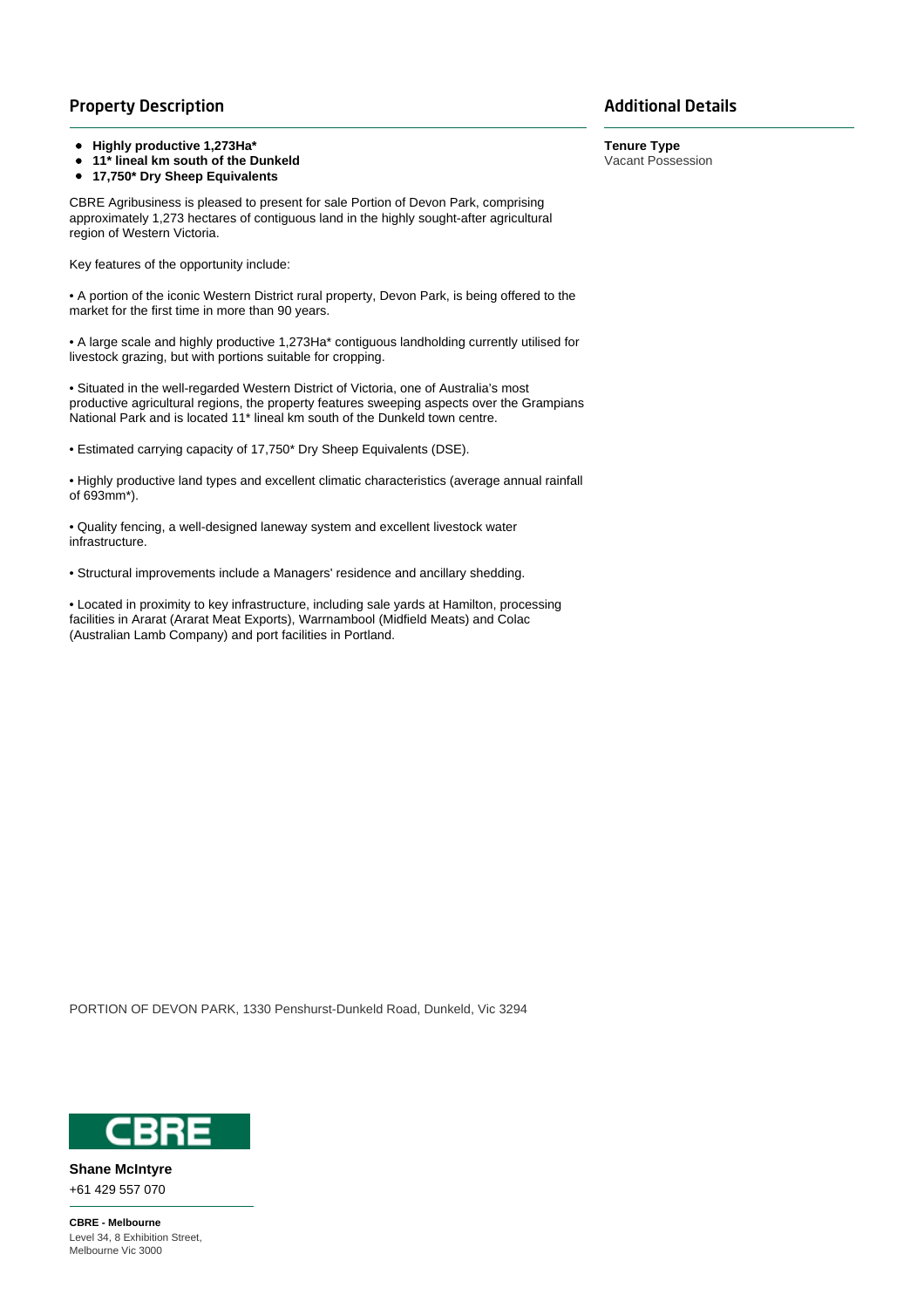## Property Description

- **Highly productive 1,273Ha***
- **11* lineal km south of the Dunkeld**
- **17,750* Dry Sheep Equivalents**

CBRE Agribusiness is pleased to present for sale Portion of Devon Park, comprising approximately 1,273 hectares of contiguous land in the highly sought-after agricultural region of Western Victoria.

Key features of the opportunity include:

• A portion of the iconic Western District rural property, Devon Park, is being offered to the market for the first time in more than 90 years.

• A large scale and highly productive 1,273Ha* contiguous landholding currently utilised for livestock grazing, but with portions suitable for cropping.

• Situated in the well-regarded Western District of Victoria, one of Australia's most productive agricultural regions, the property features sweeping aspects over the Grampians National Park and is located 11* lineal km south of the Dunkeld town centre.

• Estimated carrying capacity of 17,750* Dry Sheep Equivalents (DSE).

• Highly productive land types and excellent climatic characteristics (average annual rainfall of 693mm*).

• Quality fencing, a well-designed laneway system and excellent livestock water infrastructure.

• Structural improvements include a Managers' residence and ancillary shedding.

• Located in proximity to key infrastructure, including sale yards at Hamilton, processing facilities in Ararat (Ararat Meat Exports), Warrnambool (Midfield Meats) and Colac (Australian Lamb Company) and port facilities in Portland.

## Additional Details

**Tenure Type**
Vacant Possession

PORTION OF DEVON PARK, 1330 Penshurst-Dunkeld Road, Dunkeld, Vic 3294

CBRE

**Shane McIntyre**
+61 429 557 070

**CBRE - Melbourne**
Level 34, 8 Exhibition Street,
Melbourne Vic 3000